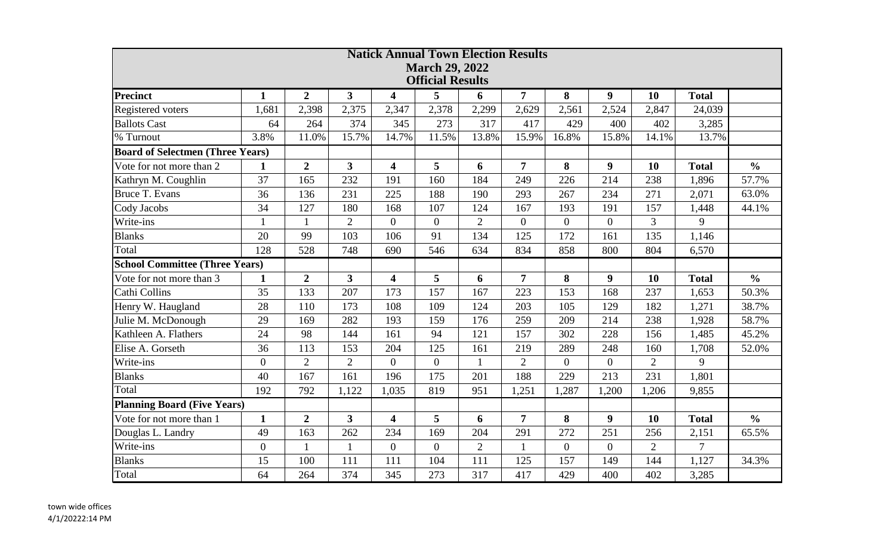# Natick Annual Town Election Results

## March 29, 2022

## Official Results

| Precinct | 1 | 2 | 3 | 4 | 5 | 6 | 7 | 8 | 9 | 10 | Total | |
|---|---|---|---|---|---|---|---|---|---|---|---|---|
| Registered voters | 1,681 | 2,398 | 2,375 | 2,347 | 2,378 | 2,299 | 2,629 | 2,561 | 2,524 | 2,847 | 24,039 | |
| Ballots Cast | 64 | 264 | 374 | 345 | 273 | 317 | 417 | 429 | 400 | 402 | 3,285 | |
| % Turnout | 3.8% | 11.0% | 15.7% | 14.7% | 11.5% | 13.8% | 15.9% | 16.8% | 15.8% | 14.1% | 13.7% | |
| **Board of Selectmen (Three Years)** | | | | | | | | | | | | |
| Vote for not more than 2 | **1** | **2** | **3** | **4** | **5** | **6** | **7** | **8** | **9** | **10** | **Total** | **%** |
| Kathryn M. Coughlin | 37 | 165 | 232 | 191 | 160 | 184 | 249 | 226 | 214 | 238 | 1,896 | 57.7% |
| Bruce T. Evans | 36 | 136 | 231 | 225 | 188 | 190 | 293 | 267 | 234 | 271 | 2,071 | 63.0% |
| Cody Jacobs | 34 | 127 | 180 | 168 | 107 | 124 | 167 | 193 | 191 | 157 | 1,448 | 44.1% |
| Write-ins | 1 | 1 | 2 | 0 | 0 | 2 | 0 | 0 | 0 | 3 | 9 | |
| Blanks | 20 | 99 | 103 | 106 | 91 | 134 | 125 | 172 | 161 | 135 | 1,146 | |
| Total | 128 | 528 | 748 | 690 | 546 | 634 | 834 | 858 | 800 | 804 | 6,570 | |
| **School Committee (Three Years)** | | | | | | | | | | | | |
| Vote for not more than 3 | **1** | **2** | **3** | **4** | **5** | **6** | **7** | **8** | **9** | **10** | **Total** | **%** |
| Cathi Collins | 35 | 133 | 207 | 173 | 157 | 167 | 223 | 153 | 168 | 237 | 1,653 | 50.3% |
| Henry W. Haugland | 28 | 110 | 173 | 108 | 109 | 124 | 203 | 105 | 129 | 182 | 1,271 | 38.7% |
| Julie M. McDonough | 29 | 169 | 282 | 193 | 159 | 176 | 259 | 209 | 214 | 238 | 1,928 | 58.7% |
| Kathleen A. Flathers | 24 | 98 | 144 | 161 | 94 | 121 | 157 | 302 | 228 | 156 | 1,485 | 45.2% |
| Elise A. Gorseth | 36 | 113 | 153 | 204 | 125 | 161 | 219 | 289 | 248 | 160 | 1,708 | 52.0% |
| Write-ins | 0 | 2 | 2 | 0 | 0 | 1 | 2 | 0 | 0 | 2 | 9 | |
| Blanks | 40 | 167 | 161 | 196 | 175 | 201 | 188 | 229 | 213 | 231 | 1,801 | |
| Total | 192 | 792 | 1,122 | 1,035 | 819 | 951 | 1,251 | 1,287 | 1,200 | 1,206 | 9,855 | |
| **Planning Board (Five Years)** | | | | | | | | | | | | |
| Vote for not more than 1 | **1** | **2** | **3** | **4** | **5** | **6** | **7** | **8** | **9** | **10** | **Total** | **%** |
| Douglas L. Landry | 49 | 163 | 262 | 234 | 169 | 204 | 291 | 272 | 251 | 256 | 2,151 | 65.5% |
| Write-ins | 0 | 1 | 1 | 0 | 0 | 2 | 1 | 0 | 0 | 2 | 7 | |
| Blanks | 15 | 100 | 111 | 111 | 104 | 111 | 125 | 157 | 149 | 144 | 1,127 | 34.3% |
| Total | 64 | 264 | 374 | 345 | 273 | 317 | 417 | 429 | 400 | 402 | 3,285 | |

town wide offices
4/1/20222:14 PM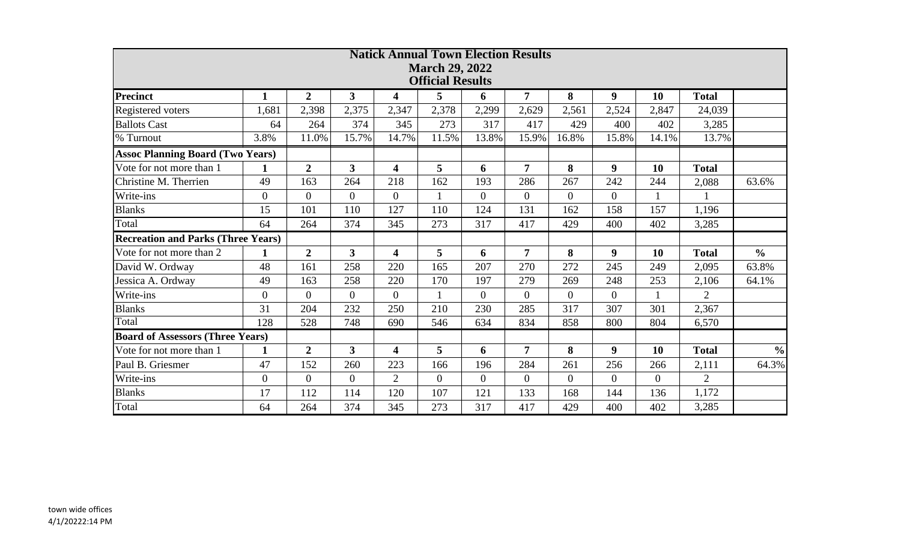# Natick Annual Town Election Results

## March 29, 2022

### Official Results

| Precinct | 1 | 2 | 3 | 4 | 5 | 6 | 7 | 8 | 9 | 10 | Total | |
|---|---|---|---|---|---|---|---|---|---|---|---|---|
| Registered voters | 1,681 | 2,398 | 2,375 | 2,347 | 2,378 | 2,299 | 2,629 | 2,561 | 2,524 | 2,847 | 24,039 | |
| Ballots Cast | 64 | 264 | 374 | 345 | 273 | 317 | 417 | 429 | 400 | 402 | 3,285 | |
| % Turnout | 3.8% | 11.0% | 15.7% | 14.7% | 11.5% | 13.8% | 15.9% | 16.8% | 15.8% | 14.1% | 13.7% | |
| **Assoc Planning Board (Two Years)** | | | | | | | | | | | | |
| Vote for not more than 1 | **1** | **2** | **3** | **4** | **5** | **6** | **7** | **8** | **9** | **10** | **Total** | |
| Christine M. Therrien | 49 | 163 | 264 | 218 | 162 | 193 | 286 | 267 | 242 | 244 | 2,088 | 63.6% |
| Write-ins | 0 | 0 | 0 | 0 | 1 | 0 | 0 | 0 | 0 | 1 | 1 | |
| Blanks | 15 | 101 | 110 | 127 | 110 | 124 | 131 | 162 | 158 | 157 | 1,196 | |
| Total | 64 | 264 | 374 | 345 | 273 | 317 | 417 | 429 | 400 | 402 | 3,285 | |
| **Recreation and Parks (Three Years)** | | | | | | | | | | | | |
| Vote for not more than 2 | **1** | **2** | **3** | **4** | **5** | **6** | **7** | **8** | **9** | **10** | **Total** | **%** |
| David W. Ordway | 48 | 161 | 258 | 220 | 165 | 207 | 270 | 272 | 245 | 249 | 2,095 | 63.8% |
| Jessica A. Ordway | 49 | 163 | 258 | 220 | 170 | 197 | 279 | 269 | 248 | 253 | 2,106 | 64.1% |
| Write-ins | 0 | 0 | 0 | 0 | 1 | 0 | 0 | 0 | 0 | 1 | 2 | |
| Blanks | 31 | 204 | 232 | 250 | 210 | 230 | 285 | 317 | 307 | 301 | 2,367 | |
| Total | 128 | 528 | 748 | 690 | 546 | 634 | 834 | 858 | 800 | 804 | 6,570 | |
| **Board of Assessors (Three Years)** | | | | | | | | | | | | |
| Vote for not more than 1 | **1** | **2** | **3** | **4** | **5** | **6** | **7** | **8** | **9** | **10** | **Total** | **%** |
| Paul B. Griesmer | 47 | 152 | 260 | 223 | 166 | 196 | 284 | 261 | 256 | 266 | 2,111 | 64.3% |
| Write-ins | 0 | 0 | 0 | 2 | 0 | 0 | 0 | 0 | 0 | 0 | 2 | |
| Blanks | 17 | 112 | 114 | 120 | 107 | 121 | 133 | 168 | 144 | 136 | 1,172 | |
| Total | 64 | 264 | 374 | 345 | 273 | 317 | 417 | 429 | 400 | 402 | 3,285 | |

town wide offices
4/1/20222:14 PM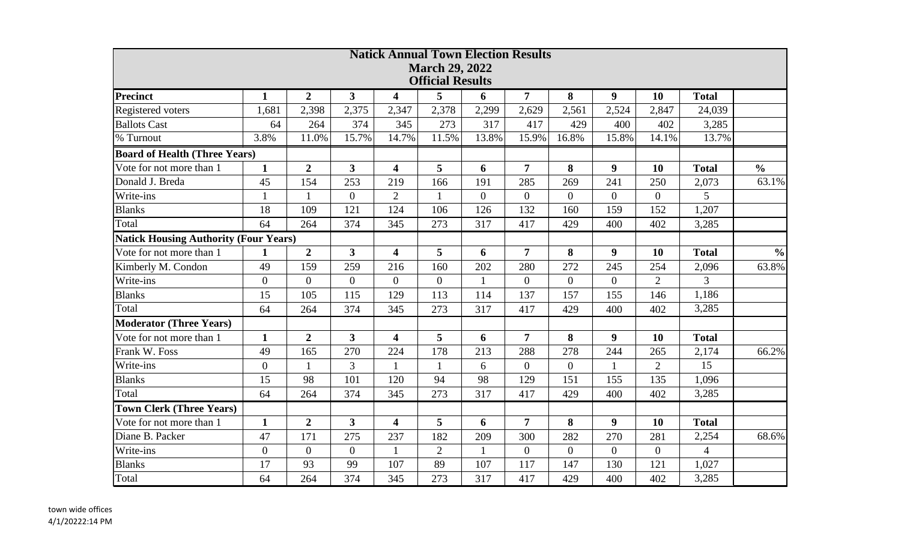| Natick Annual Town Election Results<br>March 29, 2022<br>Official Results | | | | | | | | | | | | |
|---|---|---|---|---|---|---|---|---|---|---|---|---|
| **Precinct** | **1** | **2** | **3** | **4** | **5** | **6** | **7** | **8** | **9** | **10** | **Total** | |
| Registered voters | 1,681 | 2,398 | 2,375 | 2,347 | 2,378 | 2,299 | 2,629 | 2,561 | 2,524 | 2,847 | 24,039 | |
| Ballots Cast | 64 | 264 | 374 | 345 | 273 | 317 | 417 | 429 | 400 | 402 | 3,285 | |
| % Turnout | 3.8% | 11.0% | 15.7% | 14.7% | 11.5% | 13.8% | 15.9% | 16.8% | 15.8% | 14.1% | 13.7% | |
| **Board of Health (Three Years)** | | | | | | | | | | | | |
| Vote for not more than 1 | **1** | **2** | **3** | **4** | **5** | **6** | **7** | **8** | **9** | **10** | **Total** | **%** |
| Donald J. Breda | 45 | 154 | 253 | 219 | 166 | 191 | 285 | 269 | 241 | 250 | 2,073 | 63.1% |
| Write-ins | 1 | 1 | 0 | 2 | 1 | 0 | 0 | 0 | 0 | 0 | 5 | |
| Blanks | 18 | 109 | 121 | 124 | 106 | 126 | 132 | 160 | 159 | 152 | 1,207 | |
| Total | 64 | 264 | 374 | 345 | 273 | 317 | 417 | 429 | 400 | 402 | 3,285 | |
| **Natick Housing Authority (Four Years)** | | | | | | | | | | | | |
| Vote for not more than 1 | **1** | **2** | **3** | **4** | **5** | **6** | **7** | **8** | **9** | **10** | **Total** | **%** |
| Kimberly M. Condon | 49 | 159 | 259 | 216 | 160 | 202 | 280 | 272 | 245 | 254 | 2,096 | 63.8% |
| Write-ins | 0 | 0 | 0 | 0 | 0 | 1 | 0 | 0 | 0 | 2 | 3 | |
| Blanks | 15 | 105 | 115 | 129 | 113 | 114 | 137 | 157 | 155 | 146 | 1,186 | |
| Total | 64 | 264 | 374 | 345 | 273 | 317 | 417 | 429 | 400 | 402 | 3,285 | |
| **Moderator (Three Years)** | | | | | | | | | | | | |
| Vote for not more than 1 | **1** | **2** | **3** | **4** | **5** | **6** | **7** | **8** | **9** | **10** | **Total** | |
| Frank W. Foss | 49 | 165 | 270 | 224 | 178 | 213 | 288 | 278 | 244 | 265 | 2,174 | 66.2% |
| Write-ins | 0 | 1 | 3 | 1 | 1 | 6 | 0 | 0 | 1 | 2 | 15 | |
| Blanks | 15 | 98 | 101 | 120 | 94 | 98 | 129 | 151 | 155 | 135 | 1,096 | |
| Total | 64 | 264 | 374 | 345 | 273 | 317 | 417 | 429 | 400 | 402 | 3,285 | |
| **Town Clerk (Three Years)** | | | | | | | | | | | | |
| Vote for not more than 1 | **1** | **2** | **3** | **4** | **5** | **6** | **7** | **8** | **9** | **10** | **Total** | |
| Diane B. Packer | 47 | 171 | 275 | 237 | 182 | 209 | 300 | 282 | 270 | 281 | 2,254 | 68.6% |
| Write-ins | 0 | 0 | 0 | 1 | 2 | 1 | 0 | 0 | 0 | 0 | 4 | |
| Blanks | 17 | 93 | 99 | 107 | 89 | 107 | 117 | 147 | 130 | 121 | 1,027 | |
| Total | 64 | 264 | 374 | 345 | 273 | 317 | 417 | 429 | 400 | 402 | 3,285 | |

town wide offices
4/1/20222:14 PM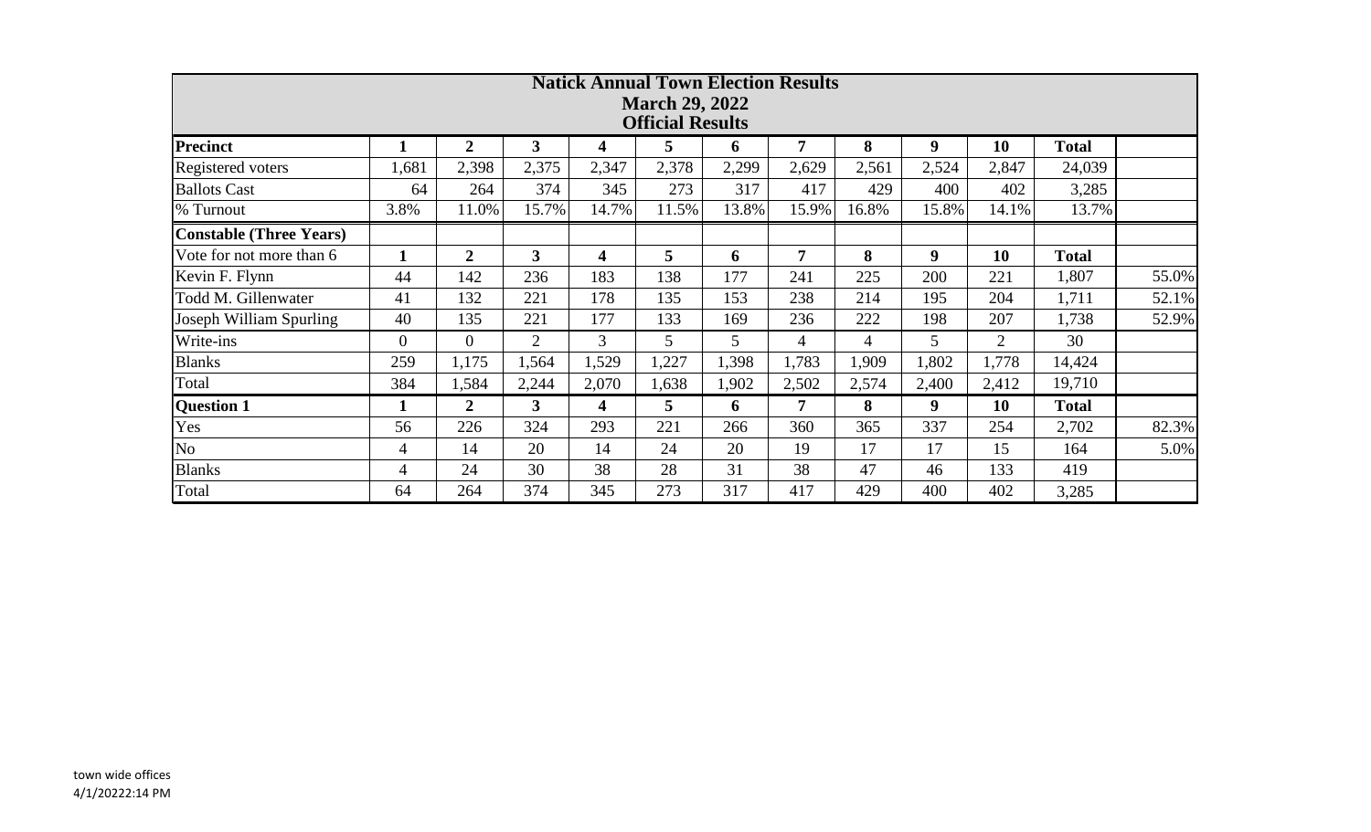# Natick Annual Town Election Results

## March 29, 2022

## Official Results

| Precinct | 1 | 2 | 3 | 4 | 5 | 6 | 7 | 8 | 9 | 10 | Total | |
|---|---|---|---|---|---|---|---|---|---|---|---|---|
| Registered voters | 1,681 | 2,398 | 2,375 | 2,347 | 2,378 | 2,299 | 2,629 | 2,561 | 2,524 | 2,847 | 24,039 | |
| Ballots Cast | 64 | 264 | 374 | 345 | 273 | 317 | 417 | 429 | 400 | 402 | 3,285 | |
| % Turnout | 3.8% | 11.0% | 15.7% | 14.7% | 11.5% | 13.8% | 15.9% | 16.8% | 15.8% | 14.1% | 13.7% | |
| **Constable (Three Years)** | | | | | | | | | | | | |
| Vote for not more than 6 | **1** | **2** | **3** | **4** | **5** | **6** | **7** | **8** | **9** | **10** | **Total** | |
| Kevin F. Flynn | 44 | 142 | 236 | 183 | 138 | 177 | 241 | 225 | 200 | 221 | 1,807 | 55.0% |
| Todd M. Gillenwater | 41 | 132 | 221 | 178 | 135 | 153 | 238 | 214 | 195 | 204 | 1,711 | 52.1% |
| Joseph William Spurling | 40 | 135 | 221 | 177 | 133 | 169 | 236 | 222 | 198 | 207 | 1,738 | 52.9% |
| Write-ins | 0 | 0 | 2 | 3 | 5 | 5 | 4 | 4 | 5 | 2 | 30 | |
| Blanks | 259 | 1,175 | 1,564 | 1,529 | 1,227 | 1,398 | 1,783 | 1,909 | 1,802 | 1,778 | 14,424 | |
| Total | 384 | 1,584 | 2,244 | 2,070 | 1,638 | 1,902 | 2,502 | 2,574 | 2,400 | 2,412 | 19,710 | |
| **Question 1** | **1** | **2** | **3** | **4** | **5** | **6** | **7** | **8** | **9** | **10** | **Total** | |
| Yes | 56 | 226 | 324 | 293 | 221 | 266 | 360 | 365 | 337 | 254 | 2,702 | 82.3% |
| No | 4 | 14 | 20 | 14 | 24 | 20 | 19 | 17 | 17 | 15 | 164 | 5.0% |
| Blanks | 4 | 24 | 30 | 38 | 28 | 31 | 38 | 47 | 46 | 133 | 419 | |
| Total | 64 | 264 | 374 | 345 | 273 | 317 | 417 | 429 | 400 | 402 | 3,285 | |

town wide offices
4/1/20222:14 PM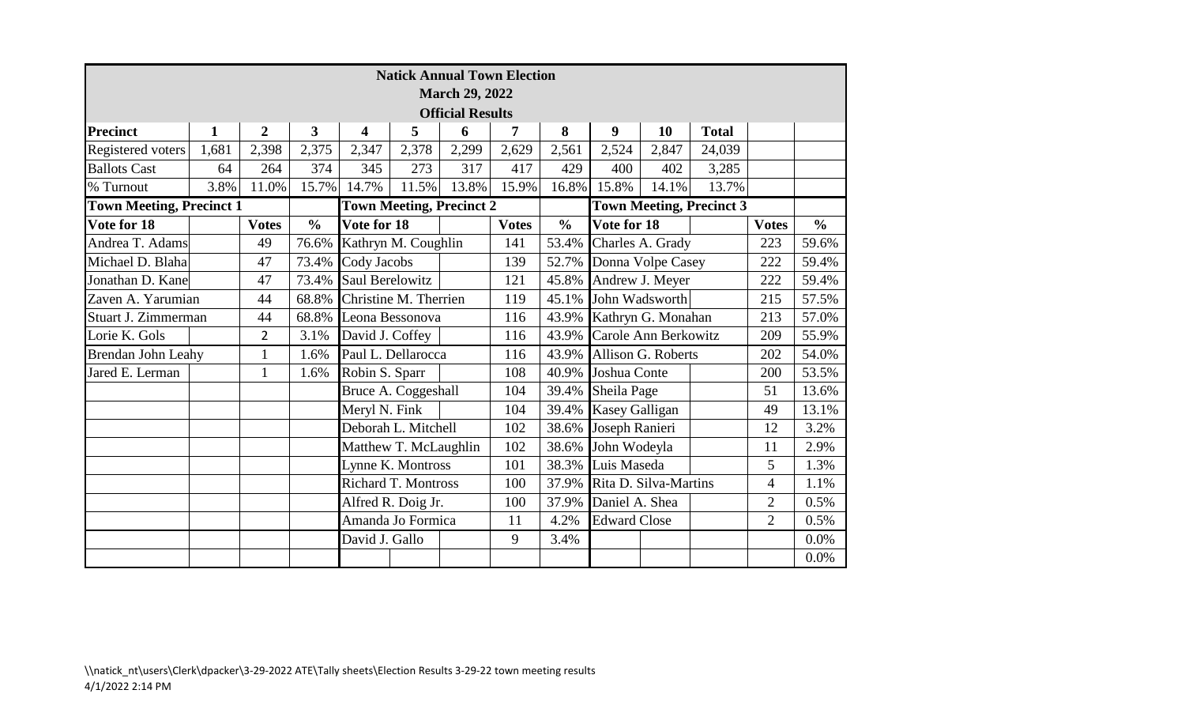**Natick Annual Town Election**
**March 29, 2022**
**Official Results**

| Precinct | 1 | 2 | 3 | 4 | 5 | 6 | 7 | 8 | 9 | 10 | Total |
|---|---|---|---|---|---|---|---|---|---|---|---|
| Registered voters | 1,681 | 2,398 | 2,375 | 2,347 | 2,378 | 2,299 | 2,629 | 2,561 | 2,524 | 2,847 | 24,039 |
| Ballots Cast | 64 | 264 | 374 | 345 | 273 | 317 | 417 | 429 | 400 | 402 | 3,285 |
| % Turnout | 3.8% | 11.0% | 15.7% | 14.7% | 11.5% | 13.8% | 15.9% | 16.8% | 15.8% | 14.1% | 13.7% |

| Town Meeting, Precinct 1 | | | Town Meeting, Precinct 2 | | | Town Meeting, Precinct 3 | | |
|---|---|---|---|---|---|---|---|---|
| **Vote for 18** | **Votes** | **%** | **Vote for 18** | **Votes** | **%** | **Vote for 18** | **Votes** | **%** |
| Andrea T. Adams | 49 | 76.6% | Kathryn M. Coughlin | 141 | 53.4% | Charles A. Grady | 223 | 59.6% |
| Michael D. Blaha | 47 | 73.4% | Cody Jacobs | 139 | 52.7% | Donna Volpe Casey | 222 | 59.4% |
| Jonathan D. Kane | 47 | 73.4% | Saul Berelowitz | 121 | 45.8% | Andrew J. Meyer | 222 | 59.4% |
| Zaven A. Yarumian | 44 | 68.8% | Christine M. Therrien | 119 | 45.1% | John Wadsworth | 215 | 57.5% |
| Stuart J. Zimmerman | 44 | 68.8% | Leona Bessonova | 116 | 43.9% | Kathryn G. Monahan | 213 | 57.0% |
| Lorie K. Gols | 2 | 3.1% | David J. Coffey | 116 | 43.9% | Carole Ann Berkowitz | 209 | 55.9% |
| Brendan John Leahy | 1 | 1.6% | Paul L. Dellarocca | 116 | 43.9% | Allison G. Roberts | 202 | 54.0% |
| Jared E. Lerman | 1 | 1.6% | Robin S. Sparr | 108 | 40.9% | Joshua Conte | 200 | 53.5% |
| | | | Bruce A. Coggeshall | 104 | 39.4% | Sheila Page | 51 | 13.6% |
| | | | Meryl N. Fink | 104 | 39.4% | Kasey Galligan | 49 | 13.1% |
| | | | Deborah L. Mitchell | 102 | 38.6% | Joseph Ranieri | 12 | 3.2% |
| | | | Matthew T. McLaughlin | 102 | 38.6% | John Wodeyla | 11 | 2.9% |
| | | | Lynne K. Montross | 101 | 38.3% | Luis Maseda | 5 | 1.3% |
| | | | Richard T. Montross | 100 | 37.9% | Rita D. Silva-Martins | 4 | 1.1% |
| | | | Alfred R. Doig Jr. | 100 | 37.9% | Daniel A. Shea | 2 | 0.5% |
| | | | Amanda Jo Formica | 11 | 4.2% | Edward Close | 2 | 0.5% |
| | | | David J. Gallo | 9 | 3.4% | | | 0.0% |
| | | | | | | | | 0.0% |

\\natick_nt\users\Clerk\dpacker\3-29-2022 ATE\Tally sheets\Election Results 3-29-22 town meeting results
4/1/2022 2:14 PM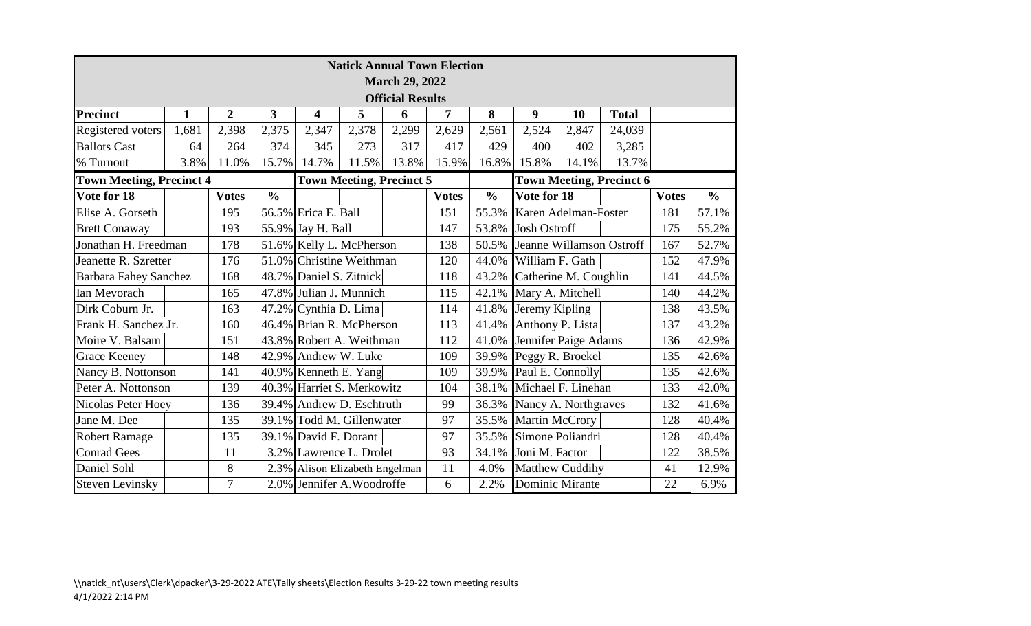**Natick Annual Town Election**
**March 29, 2022**
**Official Results**

| Precinct | 1 | 2 | 3 | 4 | 5 | 6 | 7 | 8 | 9 | 10 | Total |
|---|---|---|---|---|---|---|---|---|---|---|---|
| Registered voters | 1,681 | 2,398 | 2,375 | 2,347 | 2,378 | 2,299 | 2,629 | 2,561 | 2,524 | 2,847 | 24,039 |
| Ballots Cast | 64 | 264 | 374 | 345 | 273 | 317 | 417 | 429 | 400 | 402 | 3,285 |
| % Turnout | 3.8% | 11.0% | 15.7% | 14.7% | 11.5% | 13.8% | 15.9% | 16.8% | 15.8% | 14.1% | 13.7% |

**Town Meeting, Precinct 4**

| Vote for 18 | Votes | % |
|---|---|---|
| Elise A. Gorseth | 195 | 56.5% |
| Brett Conaway | 193 | 55.9% |
| Jonathan H. Freedman | 178 | 51.6% |
| Jeanette R. Szretter | 176 | 51.0% |
| Barbara Fahey Sanchez | 168 | 48.7% |
| Ian Mevorach | 165 | 47.8% |
| Dirk Coburn Jr. | 163 | 47.2% |
| Frank H. Sanchez Jr. | 160 | 46.4% |
| Moire V. Balsam | 151 | 43.8% |
| Grace Keeney | 148 | 42.9% |
| Nancy B. Nottonson | 141 | 40.9% |
| Peter A. Nottonson | 139 | 40.3% |
| Nicolas Peter Hoey | 136 | 39.4% |
| Jane M. Dee | 135 | 39.1% |
| Robert Ramage | 135 | 39.1% |
| Conrad Gees | 11 | 3.2% |
| Daniel Sohl | 8 | 2.3% |
| Steven Levinsky | 7 | 2.0% |

**Town Meeting, Precinct 5**

| | Votes | % |
|---|---|---|
| Erica E. Ball | 151 | 55.3% |
| Jay H. Ball | 147 | 53.8% |
| Kelly L. McPherson | 138 | 50.5% |
| Christine Weithman | 120 | 44.0% |
| Daniel S. Zitnick | 118 | 43.2% |
| Julian J. Munnich | 115 | 42.1% |
| Cynthia D. Lima | 114 | 41.8% |
| Brian R. McPherson | 113 | 41.4% |
| Robert A. Weithman | 112 | 41.0% |
| Andrew W. Luke | 109 | 39.9% |
| Kenneth E. Yang | 109 | 39.9% |
| Harriet S. Merkowitz | 104 | 38.1% |
| Andrew D. Eschtruth | 99 | 36.3% |
| Todd M. Gillenwater | 97 | 35.5% |
| David F. Dorant | 97 | 35.5% |
| Lawrence L. Drolet | 93 | 34.1% |
| Alison Elizabeth Engelman | 11 | 4.0% |
| Jennifer A.Woodroffe | 6 | 2.2% |

**Town Meeting, Precinct 6**

| Vote for 18 | Votes | % |
|---|---|---|
| Karen Adelman-Foster | 181 | 57.1% |
| Josh Ostroff | 175 | 55.2% |
| Jeanne Willamson Ostroff | 167 | 52.7% |
| William F. Gath | 152 | 47.9% |
| Catherine M. Coughlin | 141 | 44.5% |
| Mary A. Mitchell | 140 | 44.2% |
| Jeremy Kipling | 138 | 43.5% |
| Anthony P. Lista | 137 | 43.2% |
| Jennifer Paige Adams | 136 | 42.9% |
| Peggy R. Broekel | 135 | 42.6% |
| Paul E. Connolly | 135 | 42.6% |
| Michael F. Linehan | 133 | 42.0% |
| Nancy A. Northgraves | 132 | 41.6% |
| Martin McCrory | 128 | 40.4% |
| Simone Poliandri | 128 | 40.4% |
| Joni M. Factor | 122 | 38.5% |
| Matthew Cuddihy | 41 | 12.9% |
| Dominic Mirante | 22 | 6.9% |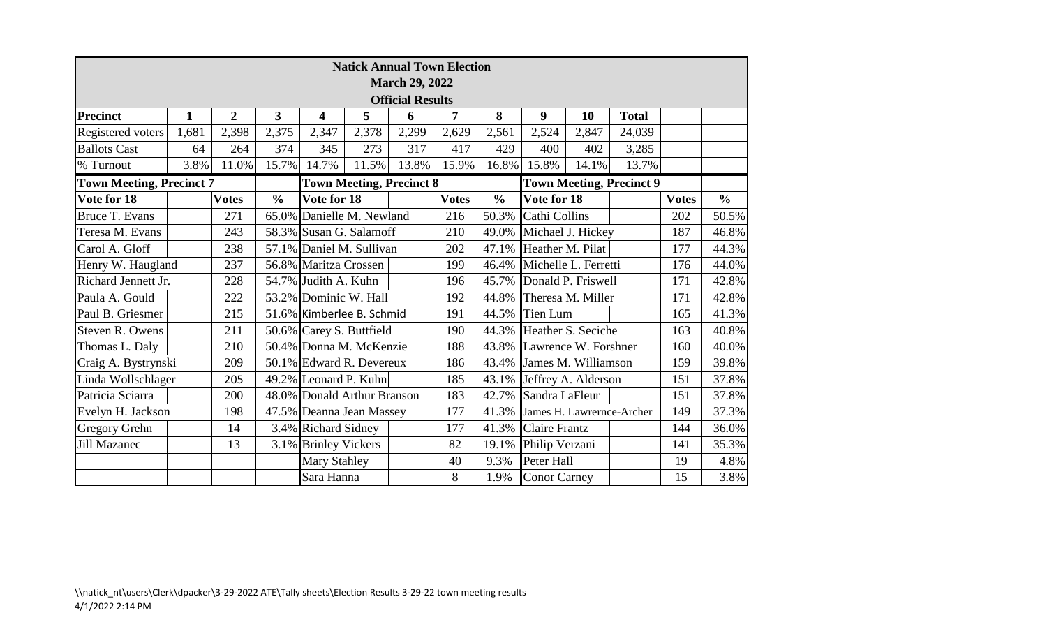**Natick Annual Town Election**
**March 29, 2022**
**Official Results**

| **Precinct** | **1** | **2** | **3** | **4** | **5** | **6** | **7** | **8** | **9** | **10** | **Total** |
|---|---|---|---|---|---|---|---|---|---|---|---|
| Registered voters | 1,681 | 2,398 | 2,375 | 2,347 | 2,378 | 2,299 | 2,629 | 2,561 | 2,524 | 2,847 | 24,039 |
| Ballots Cast | 64 | 264 | 374 | 345 | 273 | 317 | 417 | 429 | 400 | 402 | 3,285 |
| % Turnout | 3.8% | 11.0% | 15.7% | 14.7% | 11.5% | 13.8% | 15.9% | 16.8% | 15.8% | 14.1% | 13.7% |

| **Town Meeting, Precinct 7** | | | **Town Meeting, Precinct 8** | | | **Town Meeting, Precinct 9** | | |
|---|---|---|---|---|---|---|---|---|
| **Vote for 18** | **Votes** | **%** | **Vote for 18** | **Votes** | **%** | **Vote for 18** | **Votes** | **%** |
| Bruce T. Evans | 271 | 65.0% | Danielle M. Newland | 216 | 50.3% | Cathi Collins | 202 | 50.5% |
| Teresa M. Evans | 243 | 58.3% | Susan G. Salamoff | 210 | 49.0% | Michael J. Hickey | 187 | 46.8% |
| Carol A. Gloff | 238 | 57.1% | Daniel M. Sullivan | 202 | 47.1% | Heather M. Pilat | 177 | 44.3% |
| Henry W. Haugland | 237 | 56.8% | Maritza Crossen | 199 | 46.4% | Michelle L. Ferretti | 176 | 44.0% |
| Richard Jennett Jr. | 228 | 54.7% | Judith A. Kuhn | 196 | 45.7% | Donald P. Friswell | 171 | 42.8% |
| Paula A. Gould | 222 | 53.2% | Dominic W. Hall | 192 | 44.8% | Theresa M. Miller | 171 | 42.8% |
| Paul B. Griesmer | 215 | 51.6% | Kimberlee B. Schmid | 191 | 44.5% | Tien Lum | 165 | 41.3% |
| Steven R. Owens | 211 | 50.6% | Carey S. Buttfield | 190 | 44.3% | Heather S. Seciche | 163 | 40.8% |
| Thomas L. Daly | 210 | 50.4% | Donna M. McKenzie | 188 | 43.8% | Lawrence W. Forshner | 160 | 40.0% |
| Craig A. Bystrynski | 209 | 50.1% | Edward R. Devereux | 186 | 43.4% | James M. Williamson | 159 | 39.8% |
| Linda Wollschlager | 205 | 49.2% | Leonard P. Kuhn | 185 | 43.1% | Jeffrey A. Alderson | 151 | 37.8% |
| Patricia Sciarra | 200 | 48.0% | Donald Arthur Branson | 183 | 42.7% | Sandra LaFleur | 151 | 37.8% |
| Evelyn H. Jackson | 198 | 47.5% | Deanna Jean Massey | 177 | 41.3% | James H. Lawrernce-Archer | 149 | 37.3% |
| Gregory Grehn | 14 | 3.4% | Richard Sidney | 177 | 41.3% | Claire Frantz | 144 | 36.0% |
| Jill Mazanec | 13 | 3.1% | Brinley Vickers | 82 | 19.1% | Philip Verzani | 141 | 35.3% |
| | | | Mary Stahley | 40 | 9.3% | Peter Hall | 19 | 4.8% |
| | | | Sara Hanna | 8 | 1.9% | Conor Carney | 15 | 3.8% |

\\natick_nt\users\Clerk\dpacker\3-29-2022 ATE\Tally sheets\Election Results 3-29-22 town meeting results
4/1/2022 2:14 PM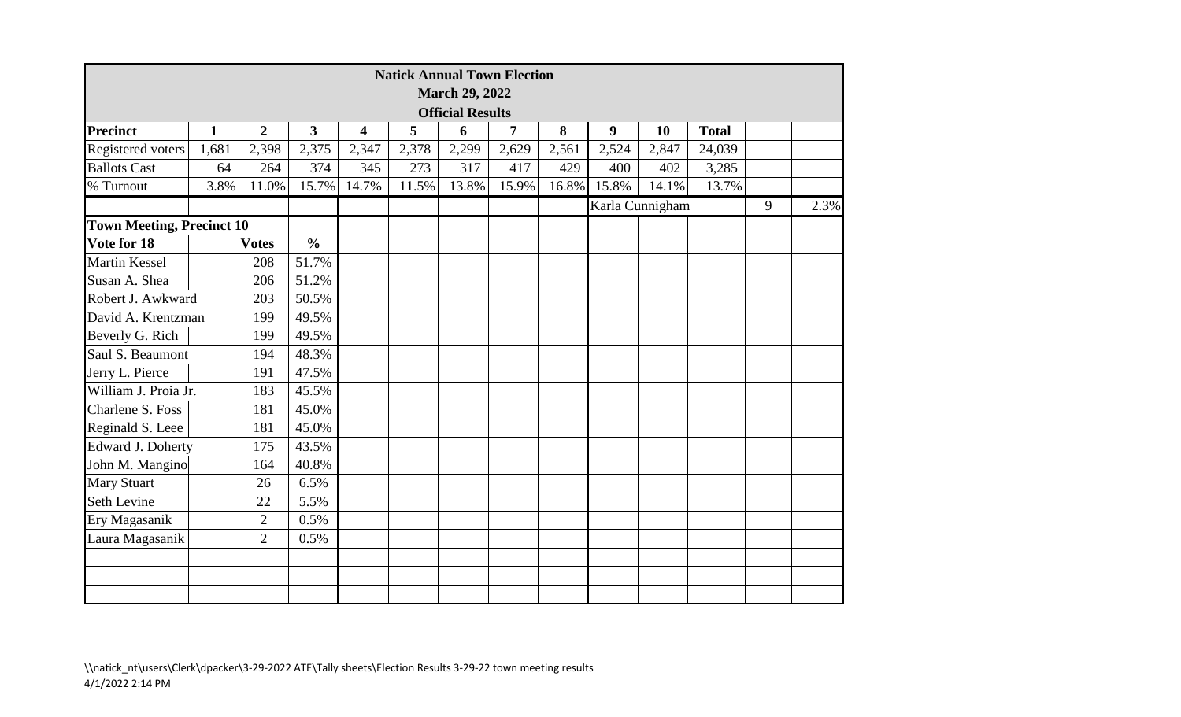| Natick Annual Town Election<br>March 29, 2022<br>Official Results | | | | | | | | | | | | | |
|---|---|---|---|---|---|---|---|---|---|---|---|---|---|
| **Precinct** | **1** | **2** | **3** | **4** | **5** | **6** | **7** | **8** | **9** | **10** | **Total** | | |
| Registered voters | 1,681 | 2,398 | 2,375 | 2,347 | 2,378 | 2,299 | 2,629 | 2,561 | 2,524 | 2,847 | 24,039 | | |
| Ballots Cast | 64 | 264 | 374 | 345 | 273 | 317 | 417 | 429 | 400 | 402 | 3,285 | | |
| % Turnout | 3.8% | 11.0% | 15.7% | 14.7% | 11.5% | 13.8% | 15.9% | 16.8% | 15.8% | 14.1% | 13.7% | | |
| | | | | | | | | | Karla Cunnigham | | | 9 | 2.3% |
| **Town Meeting, Precinct 10** | | | | | | | | | | | | | |
| **Vote for 18** | | **Votes** | **%** | | | | | | | | | | |
| Martin Kessel | | 208 | 51.7% | | | | | | | | | | |
| Susan A. Shea | | 206 | 51.2% | | | | | | | | | | |
| Robert J. Awkward | | 203 | 50.5% | | | | | | | | | | |
| David A. Krentzman | | 199 | 49.5% | | | | | | | | | | |
| Beverly G. Rich | | 199 | 49.5% | | | | | | | | | | |
| Saul S. Beaumont | | 194 | 48.3% | | | | | | | | | | |
| Jerry L. Pierce | | 191 | 47.5% | | | | | | | | | | |
| William J. Proia Jr. | | 183 | 45.5% | | | | | | | | | | |
| Charlene S. Foss | | 181 | 45.0% | | | | | | | | | | |
| Reginald S. Leee | | 181 | 45.0% | | | | | | | | | | |
| Edward J. Doherty | | 175 | 43.5% | | | | | | | | | | |
| John M. Mangino | | 164 | 40.8% | | | | | | | | | | |
| Mary Stuart | | 26 | 6.5% | | | | | | | | | | |
| Seth Levine | | 22 | 5.5% | | | | | | | | | | |
| Ery Magasanik | | 2 | 0.5% | | | | | | | | | | |
| Laura Magasanik | | 2 | 0.5% | | | | | | | | | | |

\\natick_nt\users\Clerk\dpacker\3-29-2022 ATE\Tally sheets\Election Results 3-29-22 town meeting results
4/1/2022 2:14 PM